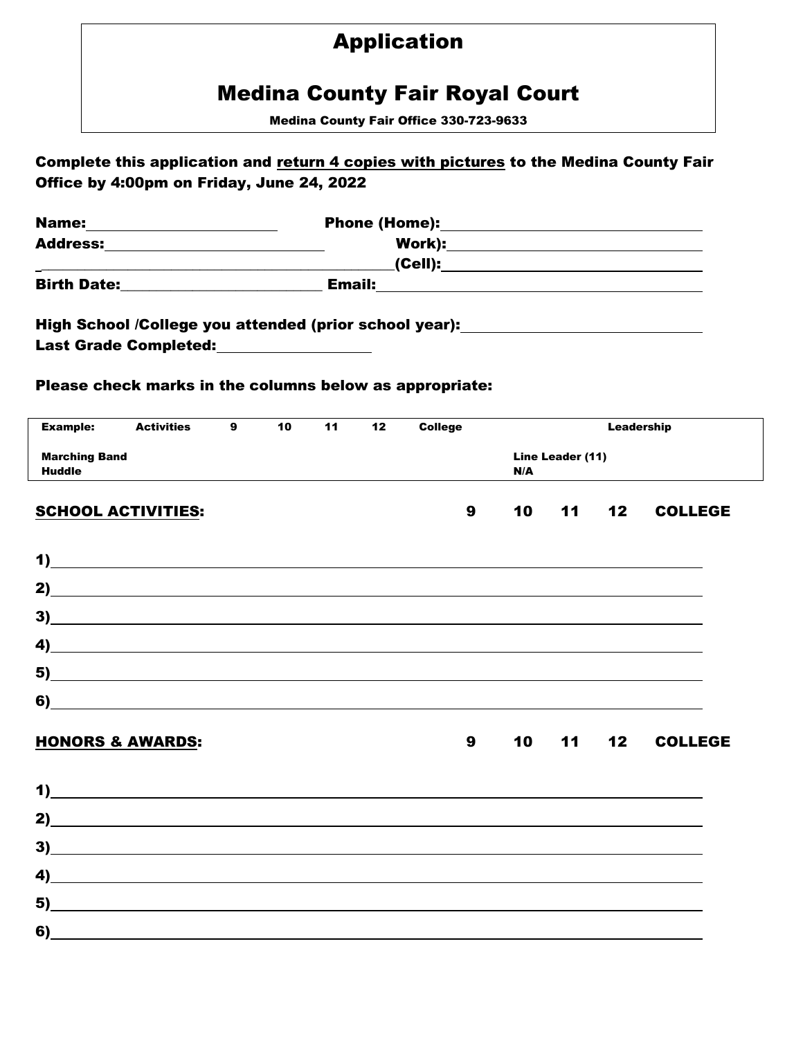# Application

## Medina County Fair Royal Court

**Medina County Fair Office 330-723-9633**

**Complete this application and <u>return 4 copies with pictures</u> to the Medina County Fair Office by 4:00pm on Friday, June 24, 2022**

**Name:**_______________________ **Phone (Home):**_______________________________

**Address:**_________________________ **Work):**_______________________________

_____________________________________________ **(Cell):**_______________________________

**Birth Date:**________________________ **Email:**_______________________________________

**High School /College you attended (prior school year):**____________________________

**Last Grade Completed:**__________________

**Please check marks in the columns below as appropriate:**

| Example: | Activities | 9 | 10 | 11 | 12 | College | Leadership |
|---|---|---|---|---|---|---|---|
| Marching Band | | | | | | | Line Leader (11) |
| Huddle | | | | | | | N/A |

| SCHOOL ACTIVITIES: | 9 | 10 | 11 | 12 | COLLEGE |
|---|---|---|---|---|---|
| 1) | | | | | |
| 2) | | | | | |
| 3) | | | | | |
| 4) | | | | | |
| 5) | | | | | |
| 6) | | | | | |

| HONORS & AWARDS: | 9 | 10 | 11 | 12 | COLLEGE |
|---|---|---|---|---|---|
| 1) | | | | | |
| 2) | | | | | |
| 3) | | | | | |
| 4) | | | | | |
| 5) | | | | | |
| 6) | | | | | |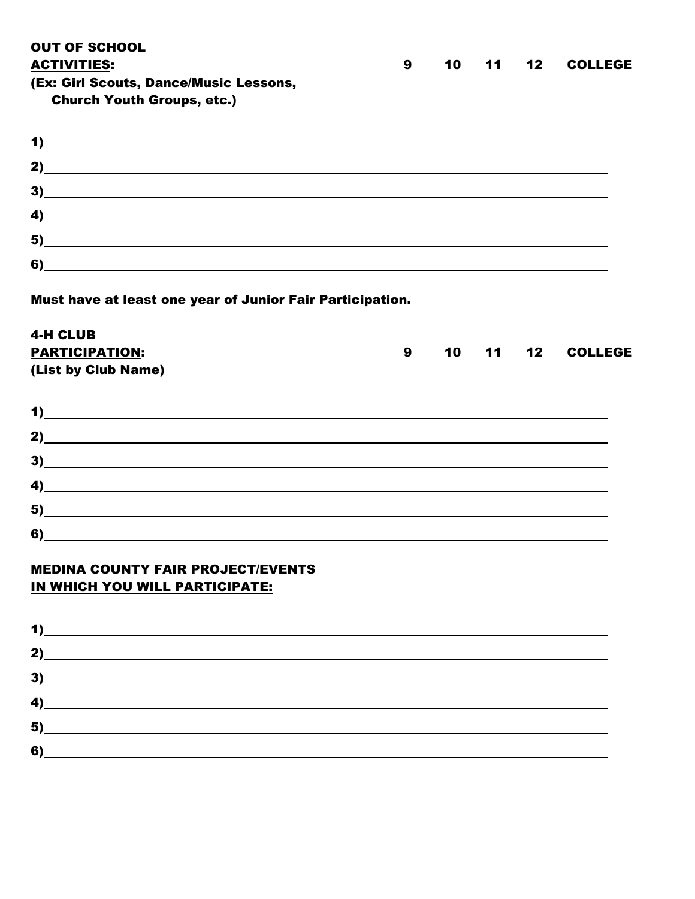**OUT OF SCHOOL**
**ACTIVITIES:** **9 10 11 12 COLLEGE**
**(Ex: Girl Scouts, Dance/Music Lessons, Church Youth Groups, etc.)**

1)\_\_\_\_\_\_\_\_\_\_\_\_\_\_\_\_\_\_\_\_\_\_\_\_\_\_\_\_\_\_\_\_\_\_\_\_\_\_\_\_\_\_\_\_\_\_\_\_\_\_\_\_\_\_\_\_\_\_\_\_

2)\_\_\_\_\_\_\_\_\_\_\_\_\_\_\_\_\_\_\_\_\_\_\_\_\_\_\_\_\_\_\_\_\_\_\_\_\_\_\_\_\_\_\_\_\_\_\_\_\_\_\_\_\_\_\_\_\_\_\_\_

3)\_\_\_\_\_\_\_\_\_\_\_\_\_\_\_\_\_\_\_\_\_\_\_\_\_\_\_\_\_\_\_\_\_\_\_\_\_\_\_\_\_\_\_\_\_\_\_\_\_\_\_\_\_\_\_\_\_\_\_\_

4)\_\_\_\_\_\_\_\_\_\_\_\_\_\_\_\_\_\_\_\_\_\_\_\_\_\_\_\_\_\_\_\_\_\_\_\_\_\_\_\_\_\_\_\_\_\_\_\_\_\_\_\_\_\_\_\_\_\_\_\_

5)\_\_\_\_\_\_\_\_\_\_\_\_\_\_\_\_\_\_\_\_\_\_\_\_\_\_\_\_\_\_\_\_\_\_\_\_\_\_\_\_\_\_\_\_\_\_\_\_\_\_\_\_\_\_\_\_\_\_\_\_

6)\_\_\_\_\_\_\_\_\_\_\_\_\_\_\_\_\_\_\_\_\_\_\_\_\_\_\_\_\_\_\_\_\_\_\_\_\_\_\_\_\_\_\_\_\_\_\_\_\_\_\_\_\_\_\_\_\_\_\_\_

**Must have at least one year of Junior Fair Participation.**

**4-H CLUB**
**PARTICIPATION:** **9 10 11 12 COLLEGE**
**(List by Club Name)**

1)\_\_\_\_\_\_\_\_\_\_\_\_\_\_\_\_\_\_\_\_\_\_\_\_\_\_\_\_\_\_\_\_\_\_\_\_\_\_\_\_\_\_\_\_\_\_\_\_\_\_\_\_\_\_\_\_\_\_\_\_

2)\_\_\_\_\_\_\_\_\_\_\_\_\_\_\_\_\_\_\_\_\_\_\_\_\_\_\_\_\_\_\_\_\_\_\_\_\_\_\_\_\_\_\_\_\_\_\_\_\_\_\_\_\_\_\_\_\_\_\_\_

3)\_\_\_\_\_\_\_\_\_\_\_\_\_\_\_\_\_\_\_\_\_\_\_\_\_\_\_\_\_\_\_\_\_\_\_\_\_\_\_\_\_\_\_\_\_\_\_\_\_\_\_\_\_\_\_\_\_\_\_\_

4)\_\_\_\_\_\_\_\_\_\_\_\_\_\_\_\_\_\_\_\_\_\_\_\_\_\_\_\_\_\_\_\_\_\_\_\_\_\_\_\_\_\_\_\_\_\_\_\_\_\_\_\_\_\_\_\_\_\_\_\_

5)\_\_\_\_\_\_\_\_\_\_\_\_\_\_\_\_\_\_\_\_\_\_\_\_\_\_\_\_\_\_\_\_\_\_\_\_\_\_\_\_\_\_\_\_\_\_\_\_\_\_\_\_\_\_\_\_\_\_\_\_

6)\_\_\_\_\_\_\_\_\_\_\_\_\_\_\_\_\_\_\_\_\_\_\_\_\_\_\_\_\_\_\_\_\_\_\_\_\_\_\_\_\_\_\_\_\_\_\_\_\_\_\_\_\_\_\_\_\_\_\_\_

**MEDINA COUNTY FAIR PROJECT/EVENTS**
**IN WHICH YOU WILL PARTICIPATE:**

1)\_\_\_\_\_\_\_\_\_\_\_\_\_\_\_\_\_\_\_\_\_\_\_\_\_\_\_\_\_\_\_\_\_\_\_\_\_\_\_\_\_\_\_\_\_\_\_\_\_\_\_\_\_\_\_\_\_\_\_\_

2)\_\_\_\_\_\_\_\_\_\_\_\_\_\_\_\_\_\_\_\_\_\_\_\_\_\_\_\_\_\_\_\_\_\_\_\_\_\_\_\_\_\_\_\_\_\_\_\_\_\_\_\_\_\_\_\_\_\_\_\_

3)\_\_\_\_\_\_\_\_\_\_\_\_\_\_\_\_\_\_\_\_\_\_\_\_\_\_\_\_\_\_\_\_\_\_\_\_\_\_\_\_\_\_\_\_\_\_\_\_\_\_\_\_\_\_\_\_\_\_\_\_

4)\_\_\_\_\_\_\_\_\_\_\_\_\_\_\_\_\_\_\_\_\_\_\_\_\_\_\_\_\_\_\_\_\_\_\_\_\_\_\_\_\_\_\_\_\_\_\_\_\_\_\_\_\_\_\_\_\_\_\_\_

5)\_\_\_\_\_\_\_\_\_\_\_\_\_\_\_\_\_\_\_\_\_\_\_\_\_\_\_\_\_\_\_\_\_\_\_\_\_\_\_\_\_\_\_\_\_\_\_\_\_\_\_\_\_\_\_\_\_\_\_\_

6)\_\_\_\_\_\_\_\_\_\_\_\_\_\_\_\_\_\_\_\_\_\_\_\_\_\_\_\_\_\_\_\_\_\_\_\_\_\_\_\_\_\_\_\_\_\_\_\_\_\_\_\_\_\_\_\_\_\_\_\_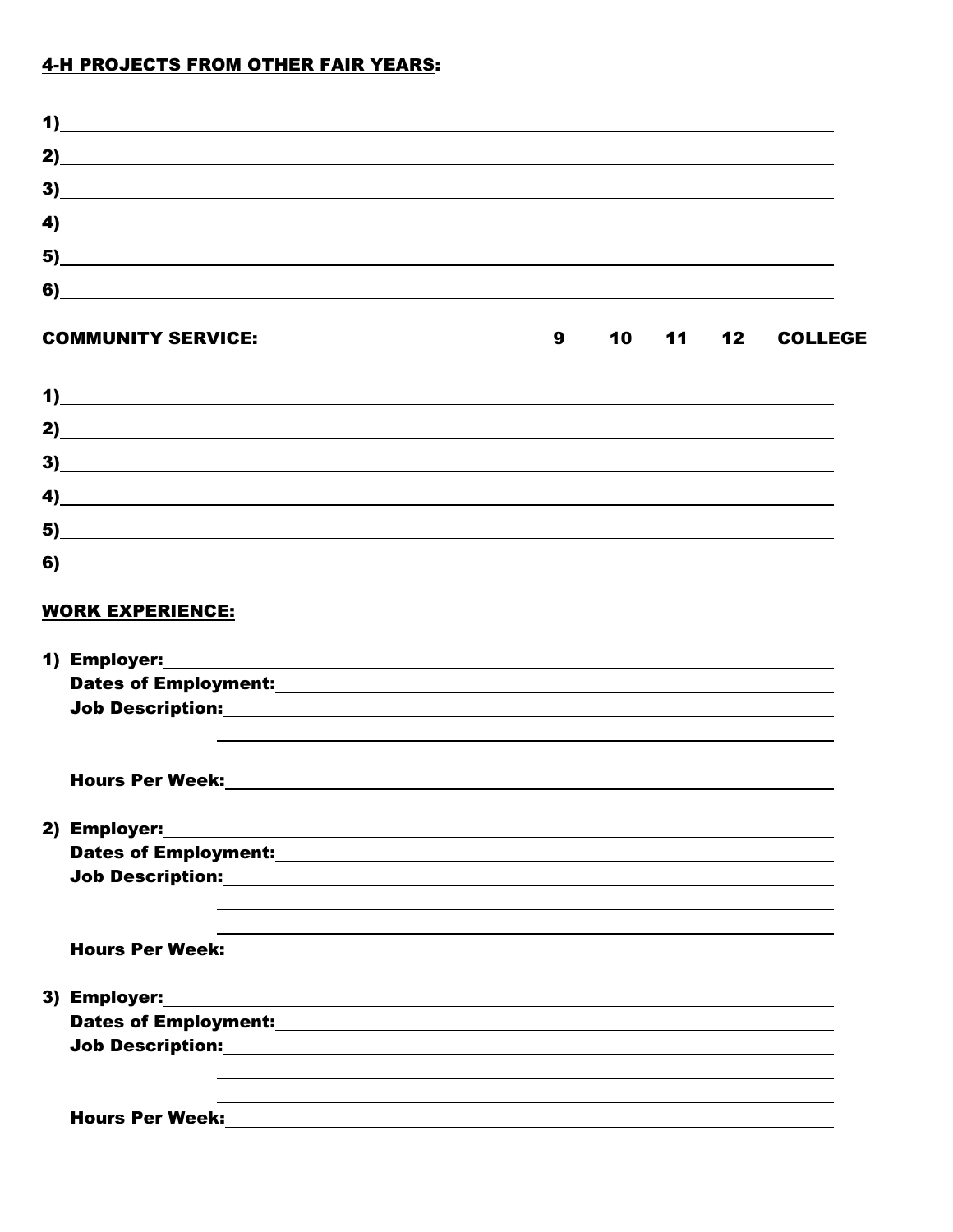**4-H PROJECTS FROM OTHER FAIR YEARS:**

1)\_\_\_\_\_\_\_\_\_\_\_\_\_\_\_\_\_\_\_\_\_\_\_\_\_\_\_\_\_\_\_\_\_\_\_\_\_\_\_\_\_\_\_\_\_\_\_\_\_\_\_\_\_\_\_\_\_\_\_\_

2)\_\_\_\_\_\_\_\_\_\_\_\_\_\_\_\_\_\_\_\_\_\_\_\_\_\_\_\_\_\_\_\_\_\_\_\_\_\_\_\_\_\_\_\_\_\_\_\_\_\_\_\_\_\_\_\_\_\_\_\_

3)\_\_\_\_\_\_\_\_\_\_\_\_\_\_\_\_\_\_\_\_\_\_\_\_\_\_\_\_\_\_\_\_\_\_\_\_\_\_\_\_\_\_\_\_\_\_\_\_\_\_\_\_\_\_\_\_\_\_\_\_

4)\_\_\_\_\_\_\_\_\_\_\_\_\_\_\_\_\_\_\_\_\_\_\_\_\_\_\_\_\_\_\_\_\_\_\_\_\_\_\_\_\_\_\_\_\_\_\_\_\_\_\_\_\_\_\_\_\_\_\_\_

5)\_\_\_\_\_\_\_\_\_\_\_\_\_\_\_\_\_\_\_\_\_\_\_\_\_\_\_\_\_\_\_\_\_\_\_\_\_\_\_\_\_\_\_\_\_\_\_\_\_\_\_\_\_\_\_\_\_\_\_\_

6)\_\_\_\_\_\_\_\_\_\_\_\_\_\_\_\_\_\_\_\_\_\_\_\_\_\_\_\_\_\_\_\_\_\_\_\_\_\_\_\_\_\_\_\_\_\_\_\_\_\_\_\_\_\_\_\_\_\_\_\_

**COMMUNITY SERVICE:** **9 10 11 12 COLLEGE**

1)\_\_\_\_\_\_\_\_\_\_\_\_\_\_\_\_\_\_\_\_\_\_\_\_\_\_\_\_\_\_\_\_\_\_\_\_\_\_\_\_\_\_\_\_\_\_\_\_\_\_\_\_\_\_\_\_\_\_\_\_

2)\_\_\_\_\_\_\_\_\_\_\_\_\_\_\_\_\_\_\_\_\_\_\_\_\_\_\_\_\_\_\_\_\_\_\_\_\_\_\_\_\_\_\_\_\_\_\_\_\_\_\_\_\_\_\_\_\_\_\_\_

3)\_\_\_\_\_\_\_\_\_\_\_\_\_\_\_\_\_\_\_\_\_\_\_\_\_\_\_\_\_\_\_\_\_\_\_\_\_\_\_\_\_\_\_\_\_\_\_\_\_\_\_\_\_\_\_\_\_\_\_\_

4)\_\_\_\_\_\_\_\_\_\_\_\_\_\_\_\_\_\_\_\_\_\_\_\_\_\_\_\_\_\_\_\_\_\_\_\_\_\_\_\_\_\_\_\_\_\_\_\_\_\_\_\_\_\_\_\_\_\_\_\_

5)\_\_\_\_\_\_\_\_\_\_\_\_\_\_\_\_\_\_\_\_\_\_\_\_\_\_\_\_\_\_\_\_\_\_\_\_\_\_\_\_\_\_\_\_\_\_\_\_\_\_\_\_\_\_\_\_\_\_\_\_

6)\_\_\_\_\_\_\_\_\_\_\_\_\_\_\_\_\_\_\_\_\_\_\_\_\_\_\_\_\_\_\_\_\_\_\_\_\_\_\_\_\_\_\_\_\_\_\_\_\_\_\_\_\_\_\_\_\_\_\_\_

**WORK EXPERIENCE:**

**1) Employer:**\_\_\_\_\_\_\_\_\_\_\_\_\_\_\_\_\_\_\_\_\_\_\_\_\_\_\_\_\_\_\_\_\_\_\_\_\_\_\_\_\_\_\_\_\_\_\_\_\_\_\_\_

**Dates of Employment:**\_\_\_\_\_\_\_\_\_\_\_\_\_\_\_\_\_\_\_\_\_\_\_\_\_\_\_\_\_\_\_\_\_\_\_\_\_\_\_\_\_\_\_

**Job Description:**\_\_\_\_\_\_\_\_\_\_\_\_\_\_\_\_\_\_\_\_\_\_\_\_\_\_\_\_\_\_\_\_\_\_\_\_\_\_\_\_\_\_\_\_\_\_\_

\_\_\_\_\_\_\_\_\_\_\_\_\_\_\_\_\_\_\_\_\_\_\_\_\_\_\_\_\_\_\_\_\_\_\_\_\_\_\_\_\_\_\_\_\_\_\_\_\_\_\_\_

\_\_\_\_\_\_\_\_\_\_\_\_\_\_\_\_\_\_\_\_\_\_\_\_\_\_\_\_\_\_\_\_\_\_\_\_\_\_\_\_\_\_\_\_\_\_\_\_\_\_\_\_

**Hours Per Week:**\_\_\_\_\_\_\_\_\_\_\_\_\_\_\_\_\_\_\_\_\_\_\_\_\_\_\_\_\_\_\_\_\_\_\_\_\_\_\_\_\_\_\_\_\_\_\_

**2) Employer:**\_\_\_\_\_\_\_\_\_\_\_\_\_\_\_\_\_\_\_\_\_\_\_\_\_\_\_\_\_\_\_\_\_\_\_\_\_\_\_\_\_\_\_\_\_\_\_\_\_\_\_\_

**Dates of Employment:**\_\_\_\_\_\_\_\_\_\_\_\_\_\_\_\_\_\_\_\_\_\_\_\_\_\_\_\_\_\_\_\_\_\_\_\_\_\_\_\_\_\_\_

**Job Description:**\_\_\_\_\_\_\_\_\_\_\_\_\_\_\_\_\_\_\_\_\_\_\_\_\_\_\_\_\_\_\_\_\_\_\_\_\_\_\_\_\_\_\_\_\_\_\_

\_\_\_\_\_\_\_\_\_\_\_\_\_\_\_\_\_\_\_\_\_\_\_\_\_\_\_\_\_\_\_\_\_\_\_\_\_\_\_\_\_\_\_\_\_\_\_\_\_\_\_\_

\_\_\_\_\_\_\_\_\_\_\_\_\_\_\_\_\_\_\_\_\_\_\_\_\_\_\_\_\_\_\_\_\_\_\_\_\_\_\_\_\_\_\_\_\_\_\_\_\_\_\_\_

**Hours Per Week:**\_\_\_\_\_\_\_\_\_\_\_\_\_\_\_\_\_\_\_\_\_\_\_\_\_\_\_\_\_\_\_\_\_\_\_\_\_\_\_\_\_\_\_\_\_\_\_

**3) Employer:**\_\_\_\_\_\_\_\_\_\_\_\_\_\_\_\_\_\_\_\_\_\_\_\_\_\_\_\_\_\_\_\_\_\_\_\_\_\_\_\_\_\_\_\_\_\_\_\_\_\_\_\_

**Dates of Employment:**\_\_\_\_\_\_\_\_\_\_\_\_\_\_\_\_\_\_\_\_\_\_\_\_\_\_\_\_\_\_\_\_\_\_\_\_\_\_\_\_\_\_\_

**Job Description:**\_\_\_\_\_\_\_\_\_\_\_\_\_\_\_\_\_\_\_\_\_\_\_\_\_\_\_\_\_\_\_\_\_\_\_\_\_\_\_\_\_\_\_\_\_\_\_

\_\_\_\_\_\_\_\_\_\_\_\_\_\_\_\_\_\_\_\_\_\_\_\_\_\_\_\_\_\_\_\_\_\_\_\_\_\_\_\_\_\_\_\_\_\_\_\_\_\_\_\_

\_\_\_\_\_\_\_\_\_\_\_\_\_\_\_\_\_\_\_\_\_\_\_\_\_\_\_\_\_\_\_\_\_\_\_\_\_\_\_\_\_\_\_\_\_\_\_\_\_\_\_\_

**Hours Per Week:**\_\_\_\_\_\_\_\_\_\_\_\_\_\_\_\_\_\_\_\_\_\_\_\_\_\_\_\_\_\_\_\_\_\_\_\_\_\_\_\_\_\_\_\_\_\_\_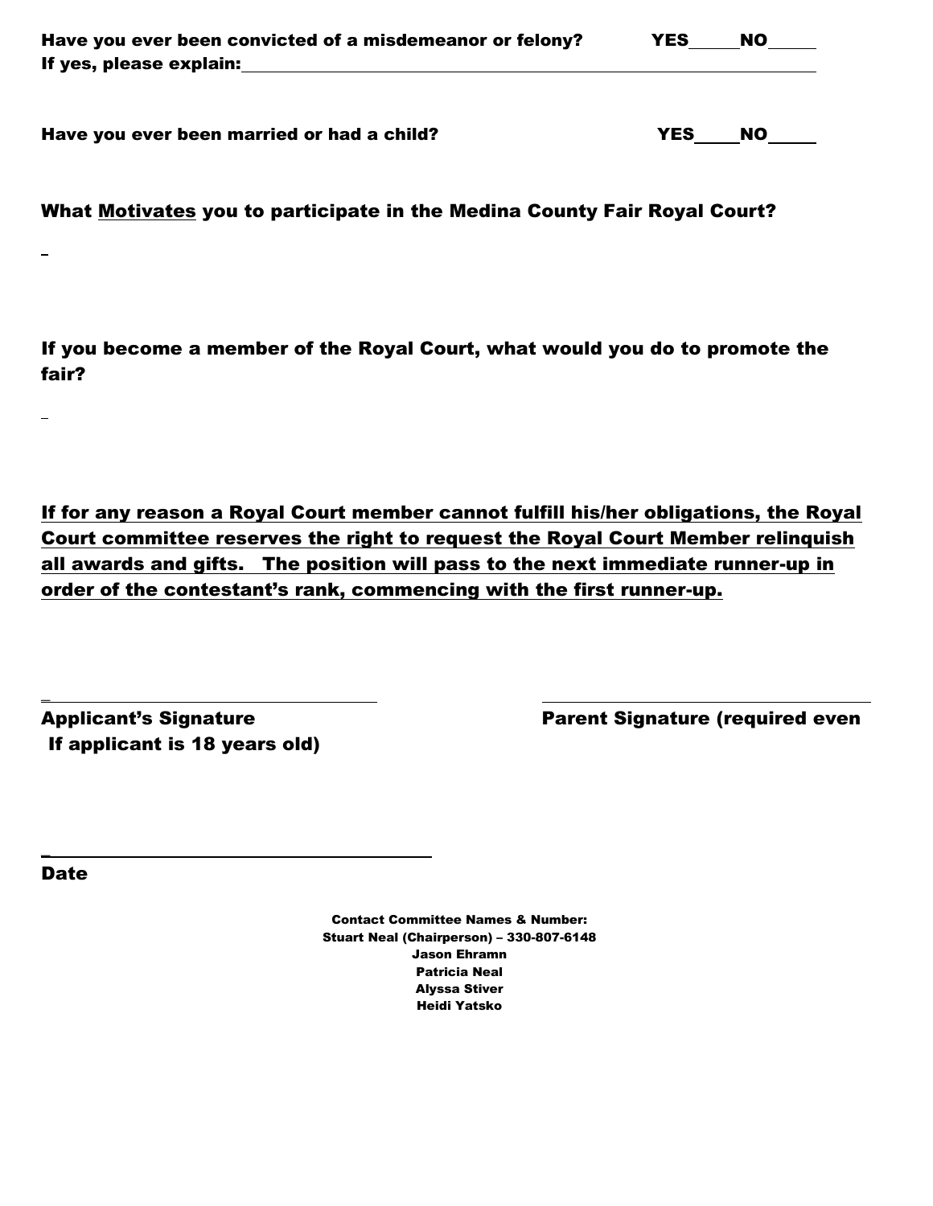**Have you ever been convicted of a misdemeanor or felony?** **YES**_____ **NO**_____

**If yes, please explain:**_______________________________________________

**Have you ever been married or had a child?** **YES**_____ **NO**_____

**What Motivates you to participate in the Medina County Fair Royal Court?**

_

**If you become a member of the Royal Court, what would you do to promote the fair?**

_

**If for any reason a Royal Court member cannot fulfill his/her obligations, the Royal Court committee reserves the right to request the Royal Court Member relinquish all awards and gifts. The position will pass to the next immediate runner-up in order of the contestant's rank, commencing with the first runner-up.**

_____________________________________ _____________________________________

**Applicant's Signature** **Parent Signature (required even If applicant is 18 years old)**

_____________________________________

**Date**

**Contact Committee Names & Number:**
**Stuart Neal (Chairperson) – 330-807-6148**
**Jason Ehramn**
**Patricia Neal**
**Alyssa Stiver**
**Heidi Yatsko**